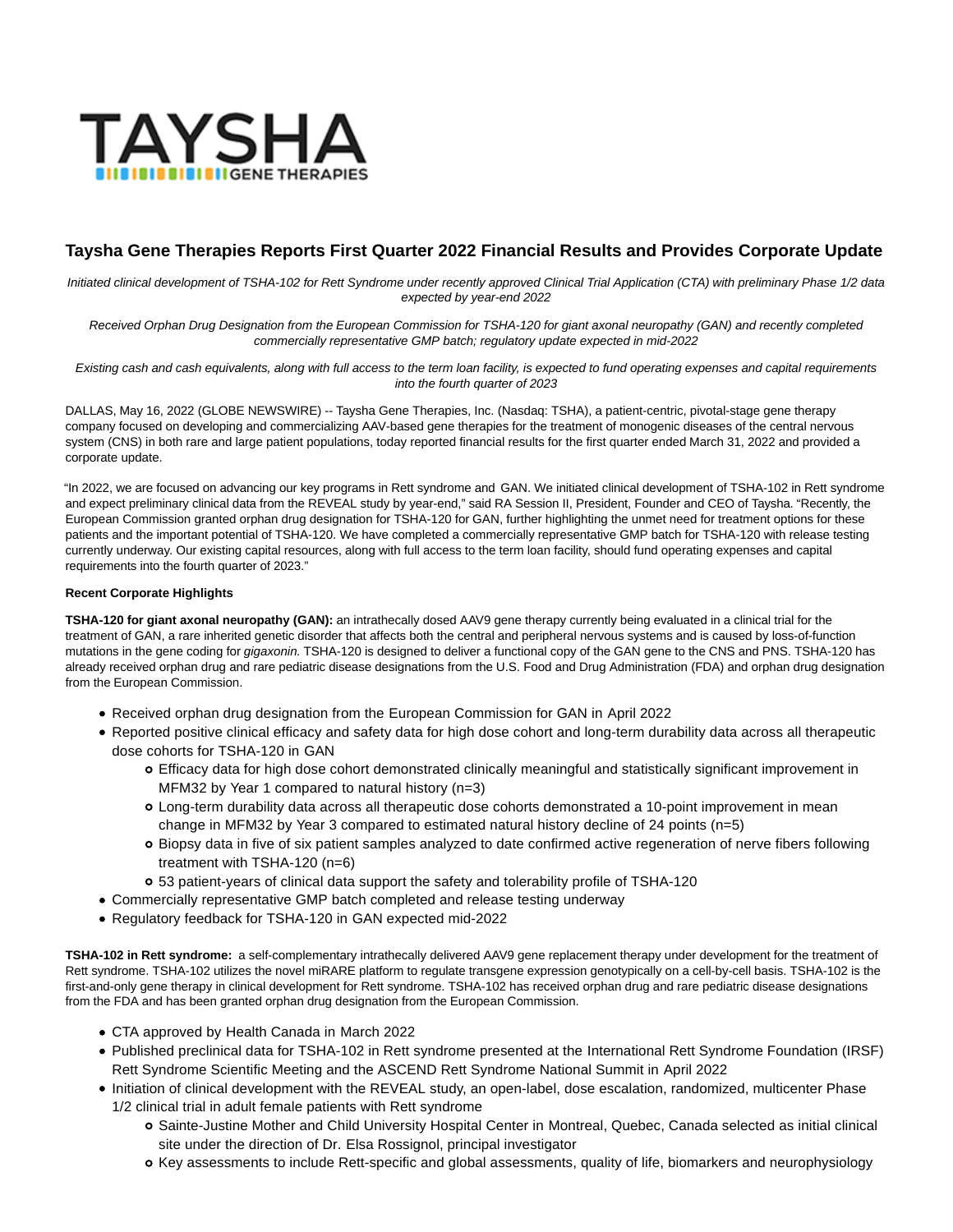# Taysha Gene Therapies Reports First Quarter 2022 Financial Results and Provides Corporate Update

*Initiated clinical development of TSHA-102 for Rett Syndrome under recently approved Clinical Trial Application (CTA) with preliminary Phase 1/2 data expected by year-end 2022*

*Received Orphan Drug Designation from the European Commission for TSHA-120 for giant axonal neuropathy (GAN) and recently completed commercially representative GMP batch; regulatory update expected in mid-2022*

*Existing cash and cash equivalents, along with full access to the term loan facility, is expected to fund operating expenses and capital requirements into the fourth quarter of 2023*

DALLAS, May 16, 2022 (GLOBE NEWSWIRE) -- Taysha Gene Therapies, Inc. (Nasdaq: TSHA), a patient-centric, pivotal-stage gene therapy company focused on developing and commercializing AAV-based gene therapies for the treatment of monogenic diseases of the central nervous system (CNS) in both rare and large patient populations, today reported financial results for the first quarter ended March 31, 2022 and provided a corporate update.

"In 2022, we are focused on advancing our key programs in Rett syndrome and GAN. We initiated clinical development of TSHA-102 in Rett syndrome and expect preliminary clinical data from the REVEAL study by year-end," said RA Session II, President, Founder and CEO of Taysha. "Recently, the European Commission granted orphan drug designation for TSHA-120 for GAN, further highlighting the unmet need for treatment options for these patients and the important potential of TSHA-120. We have completed a commercially representative GMP batch for TSHA-120 with release testing currently underway. Our existing capital resources, along with full access to the term loan facility, should fund operating expenses and capital requirements into the fourth quarter of 2023."

**Recent Corporate Highlights**

**TSHA-120 for giant axonal neuropathy (GAN):** an intrathecally dosed AAV9 gene therapy currently being evaluated in a clinical trial for the treatment of GAN, a rare inherited genetic disorder that affects both the central and peripheral nervous systems and is caused by loss-of-function mutations in the gene coding for *gigaxonin.* TSHA-120 is designed to deliver a functional copy of the GAN gene to the CNS and PNS. TSHA-120 has already received orphan drug and rare pediatric disease designations from the U.S. Food and Drug Administration (FDA) and orphan drug designation from the European Commission.

- Received orphan drug designation from the European Commission for GAN in April 2022
- Reported positive clinical efficacy and safety data for high dose cohort and long-term durability data across all therapeutic dose cohorts for TSHA-120 in GAN
  - Efficacy data for high dose cohort demonstrated clinically meaningful and statistically significant improvement in MFM32 by Year 1 compared to natural history (n=3)
  - Long-term durability data across all therapeutic dose cohorts demonstrated a 10-point improvement in mean change in MFM32 by Year 3 compared to estimated natural history decline of 24 points (n=5)
  - Biopsy data in five of six patient samples analyzed to date confirmed active regeneration of nerve fibers following treatment with TSHA-120 (n=6)
  - 53 patient-years of clinical data support the safety and tolerability profile of TSHA-120
- Commercially representative GMP batch completed and release testing underway
- Regulatory feedback for TSHA-120 in GAN expected mid-2022

**TSHA-102 in Rett syndrome:** a self-complementary intrathecally delivered AAV9 gene replacement therapy under development for the treatment of Rett syndrome. TSHA-102 utilizes the novel miRARE platform to regulate transgene expression genotypically on a cell-by-cell basis. TSHA-102 is the first-and-only gene therapy in clinical development for Rett syndrome. TSHA-102 has received orphan drug and rare pediatric disease designations from the FDA and has been granted orphan drug designation from the European Commission.

- CTA approved by Health Canada in March 2022
- Published preclinical data for TSHA-102 in Rett syndrome presented at the International Rett Syndrome Foundation (IRSF) Rett Syndrome Scientific Meeting and the ASCEND Rett Syndrome National Summit in April 2022
- Initiation of clinical development with the REVEAL study, an open-label, dose escalation, randomized, multicenter Phase 1/2 clinical trial in adult female patients with Rett syndrome
  - Sainte-Justine Mother and Child University Hospital Center in Montreal, Quebec, Canada selected as initial clinical site under the direction of Dr. Elsa Rossignol, principal investigator
  - Key assessments to include Rett-specific and global assessments, quality of life, biomarkers and neurophysiology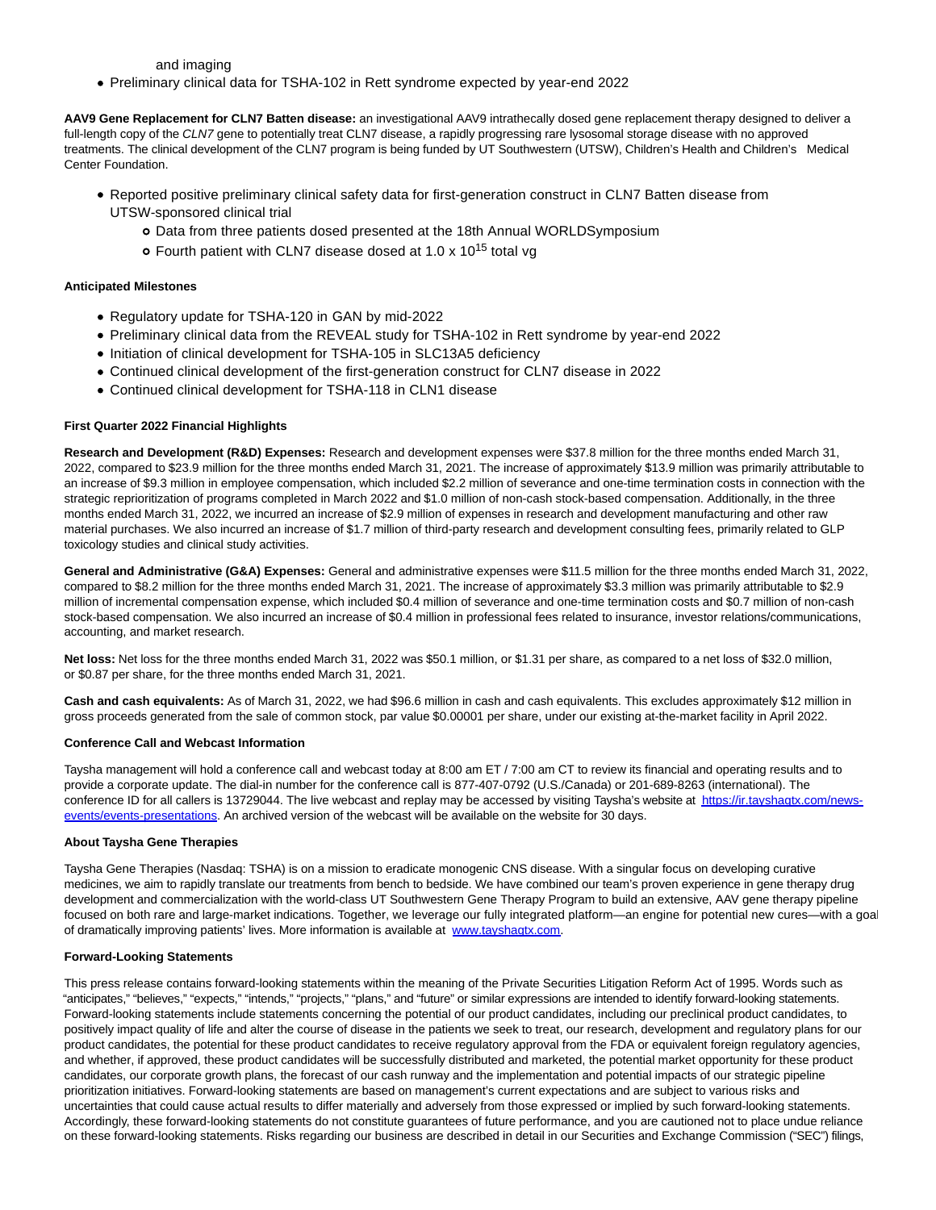and imaging

- Preliminary clinical data for TSHA-102 in Rett syndrome expected by year-end 2022

**AAV9 Gene Replacement for CLN7 Batten disease:** an investigational AAV9 intrathecally dosed gene replacement therapy designed to deliver a full-length copy of the *CLN7* gene to potentially treat CLN7 disease, a rapidly progressing rare lysosomal storage disease with no approved treatments. The clinical development of the CLN7 program is being funded by UT Southwestern (UTSW), Children's Health and Children's Medical Center Foundation.

- Reported positive preliminary clinical safety data for first-generation construct in CLN7 Batten disease from UTSW-sponsored clinical trial
  - Data from three patients dosed presented at the 18th Annual WORLDSymposium
  - Fourth patient with CLN7 disease dosed at $1.0 \times 10^{15}$ total vg

**Anticipated Milestones**

- Regulatory update for TSHA-120 in GAN by mid-2022
- Preliminary clinical data from the REVEAL study for TSHA-102 in Rett syndrome by year-end 2022
- Initiation of clinical development for TSHA-105 in SLC13A5 deficiency
- Continued clinical development of the first-generation construct for CLN7 disease in 2022
- Continued clinical development for TSHA-118 in CLN1 disease

**First Quarter 2022 Financial Highlights**

**Research and Development (R&D) Expenses:** Research and development expenses were $37.8 million for the three months ended March 31, 2022, compared to $23.9 million for the three months ended March 31, 2021. The increase of approximately $13.9 million was primarily attributable to an increase of $9.3 million in employee compensation, which included $2.2 million of severance and one-time termination costs in connection with the strategic reprioritization of programs completed in March 2022 and $1.0 million of non-cash stock-based compensation. Additionally, in the three months ended March 31, 2022, we incurred an increase of $2.9 million of expenses in research and development manufacturing and other raw material purchases. We also incurred an increase of $1.7 million of third-party research and development consulting fees, primarily related to GLP toxicology studies and clinical study activities.

**General and Administrative (G&A) Expenses:** General and administrative expenses were $11.5 million for the three months ended March 31, 2022, compared to $8.2 million for the three months ended March 31, 2021. The increase of approximately $3.3 million was primarily attributable to $2.9 million of incremental compensation expense, which included $0.4 million of severance and one-time termination costs and $0.7 million of non-cash stock-based compensation. We also incurred an increase of $0.4 million in professional fees related to insurance, investor relations/communications, accounting, and market research.

**Net loss:** Net loss for the three months ended March 31, 2022 was $50.1 million, or $1.31 per share, as compared to a net loss of $32.0 million, or $0.87 per share, for the three months ended March 31, 2021.

**Cash and cash equivalents:** As of March 31, 2022, we had $96.6 million in cash and cash equivalents. This excludes approximately $12 million in gross proceeds generated from the sale of common stock, par value $0.00001 per share, under our existing at-the-market facility in April 2022.

**Conference Call and Webcast Information**

Taysha management will hold a conference call and webcast today at 8:00 am ET / 7:00 am CT to review its financial and operating results and to provide a corporate update. The dial-in number for the conference call is 877-407-0792 (U.S./Canada) or 201-689-8263 (international). The conference ID for all callers is 13729044. The live webcast and replay may be accessed by visiting Taysha's website at https://ir.tayshagtx.com/news-events/events-presentations. An archived version of the webcast will be available on the website for 30 days.

**About Taysha Gene Therapies**

Taysha Gene Therapies (Nasdaq: TSHA) is on a mission to eradicate monogenic CNS disease. With a singular focus on developing curative medicines, we aim to rapidly translate our treatments from bench to bedside. We have combined our team's proven experience in gene therapy drug development and commercialization with the world-class UT Southwestern Gene Therapy Program to build an extensive, AAV gene therapy pipeline focused on both rare and large-market indications. Together, we leverage our fully integrated platform—an engine for potential new cures—with a goal of dramatically improving patients' lives. More information is available at www.tayshagtx.com.

**Forward-Looking Statements**

This press release contains forward-looking statements within the meaning of the Private Securities Litigation Reform Act of 1995. Words such as "anticipates," "believes," "expects," "intends," "projects," "plans," and "future" or similar expressions are intended to identify forward-looking statements. Forward-looking statements include statements concerning the potential of our product candidates, including our preclinical product candidates, to positively impact quality of life and alter the course of disease in the patients we seek to treat, our research, development and regulatory plans for our product candidates, the potential for these product candidates to receive regulatory approval from the FDA or equivalent foreign regulatory agencies, and whether, if approved, these product candidates will be successfully distributed and marketed, the potential market opportunity for these product candidates, our corporate growth plans, the forecast of our cash runway and the implementation and potential impacts of our strategic pipeline prioritization initiatives. Forward-looking statements are based on management's current expectations and are subject to various risks and uncertainties that could cause actual results to differ materially and adversely from those expressed or implied by such forward-looking statements. Accordingly, these forward-looking statements do not constitute guarantees of future performance, and you are cautioned not to place undue reliance on these forward-looking statements. Risks regarding our business are described in detail in our Securities and Exchange Commission ("SEC") filings,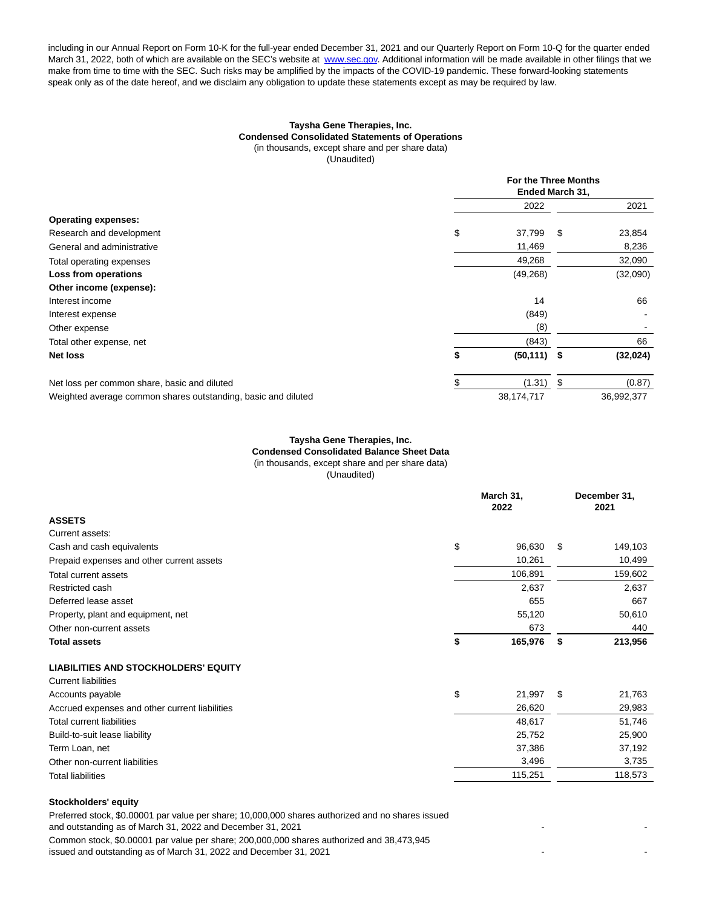including in our Annual Report on Form 10-K for the full-year ended December 31, 2021 and our Quarterly Report on Form 10-Q for the quarter ended March 31, 2022, both of which are available on the SEC's website at www.sec.gov. Additional information will be made available in other filings that we make from time to time with the SEC. Such risks may be amplified by the impacts of the COVID-19 pandemic. These forward-looking statements speak only as of the date hereof, and we disclaim any obligation to update these statements except as may be required by law.

**Taysha Gene Therapies, Inc.**
**Condensed Consolidated Statements of Operations**
(in thousands, except share and per share data)
(Unaudited)

| | For the Three Months Ended March 31, | |
|---|---|---|
| | 2022 | 2021 |
| **Operating expenses:** | | |
| Research and development | $ 37,799 | $ 23,854 |
| General and administrative | 11,469 | 8,236 |
| Total operating expenses | 49,268 | 32,090 |
| **Loss from operations** | (49,268) | (32,090) |
| **Other income (expense):** | | |
| Interest income | 14 | 66 |
| Interest expense | (849) | - |
| Other expense | (8) | - |
| Total other expense, net | (843) | 66 |
| **Net loss** | **$ (50,111)** | **$ (32,024)** |
| Net loss per common share, basic and diluted | $ (1.31) | $ (0.87) |
| Weighted average common shares outstanding, basic and diluted | 38,174,717 | 36,992,377 |

**Taysha Gene Therapies, Inc.**
**Condensed Consolidated Balance Sheet Data**
(in thousands, except share and per share data)
(Unaudited)

| | March 31, 2022 | December 31, 2021 |
|---|---|---|
| **ASSETS** | | |
| Current assets: | | |
| Cash and cash equivalents | $ 96,630 | $ 149,103 |
| Prepaid expenses and other current assets | 10,261 | 10,499 |
| Total current assets | 106,891 | 159,602 |
| Restricted cash | 2,637 | 2,637 |
| Deferred lease asset | 655 | 667 |
| Property, plant and equipment, net | 55,120 | 50,610 |
| Other non-current assets | 673 | 440 |
| **Total assets** | **$ 165,976** | **$ 213,956** |
| **LIABILITIES AND STOCKHOLDERS' EQUITY** | | |
| Current liabilities | | |
| Accounts payable | $ 21,997 | $ 21,763 |
| Accrued expenses and other current liabilities | 26,620 | 29,983 |
| Total current liabilities | 48,617 | 51,746 |
| Build-to-suit lease liability | 25,752 | 25,900 |
| Term Loan, net | 37,386 | 37,192 |
| Other non-current liabilities | 3,496 | 3,735 |
| Total liabilities | 115,251 | 118,573 |
| **Stockholders' equity** | | |
| Preferred stock, $0.00001 par value per share; 10,000,000 shares authorized and no shares issued and outstanding as of March 31, 2022 and December 31, 2021 | - | - |
| Common stock, $0.00001 par value per share; 200,000,000 shares authorized and 38,473,945 issued and outstanding as of March 31, 2022 and December 31, 2021 | - | - |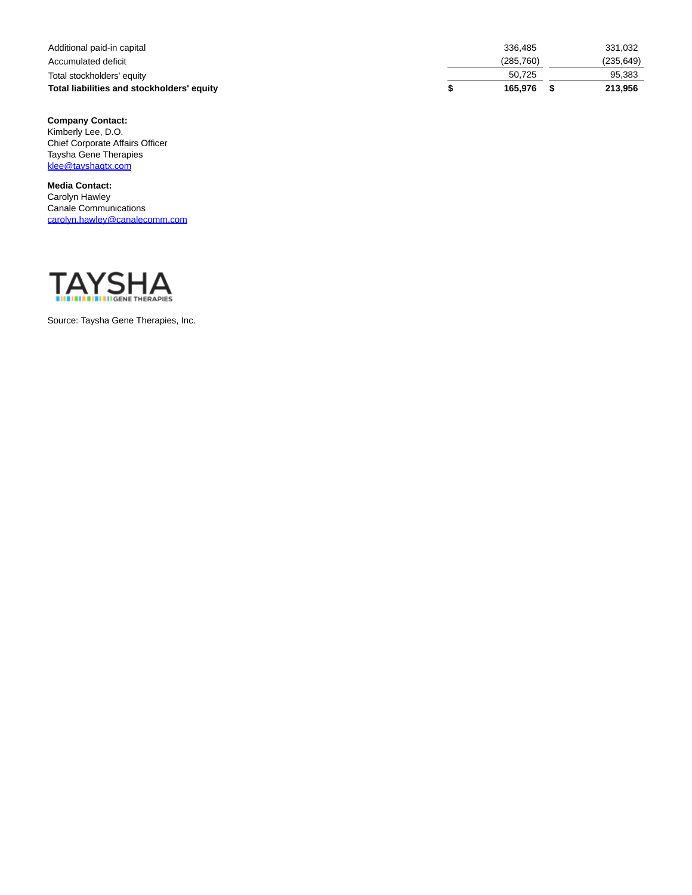| | | |
|---|---|---|
| Additional paid-in capital | 336,485 | 331,032 |
| Accumulated deficit | (285,760) | (235,649) |
| Total stockholders' equity | 50,725 | 95,383 |
| **Total liabilities and stockholders' equity** | **$ 165,976** | **$ 213,956** |

**Company Contact:**
Kimberly Lee, D.O.
Chief Corporate Affairs Officer
Taysha Gene Therapies
klee@tayshagtx.com

**Media Contact:**
Carolyn Hawley
Canale Communications
carolyn.hawley@canalecomm.com

TAYSHA GENE THERAPIES

Source: Taysha Gene Therapies, Inc.